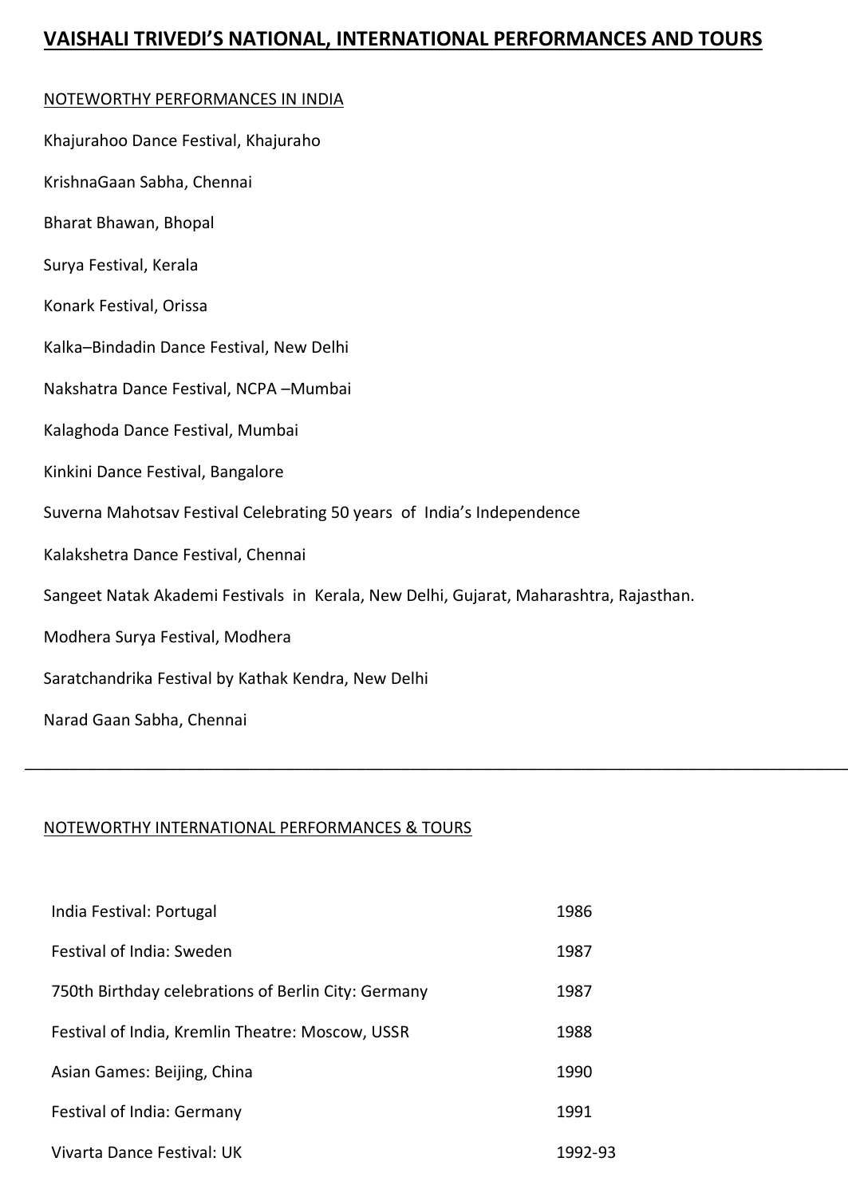# VAISHALI TRIVEDI'S NATIONAL, INTERNATIONAL PERFORMANCES AND TOURS

## NOTEWORTHY PERFORMANCES IN INDIA

Khajurahoo Dance Festival, Khajuraho

KrishnaGaan Sabha, Chennai

Bharat Bhawan, Bhopal

Surya Festival, Kerala

Konark Festival, Orissa

Kalka–Bindadin Dance Festival, New Delhi

Nakshatra Dance Festival, NCPA –Mumbai

Kalaghoda Dance Festival, Mumbai

Kinkini Dance Festival, Bangalore

Suverna Mahotsav Festival Celebrating 50 years of India's Independence

Kalakshetra Dance Festival, Chennai

Sangeet Natak Akademi Festivals in Kerala, New Delhi, Gujarat, Maharashtra, Rajasthan.

Modhera Surya Festival, Modhera

Saratchandrika Festival by Kathak Kendra, New Delhi

Narad Gaan Sabha, Chennai

---

## NOTEWORTHY INTERNATIONAL PERFORMANCES & TOURS

| | |
|---|---|
| India Festival: Portugal | 1986 |
| Festival of India: Sweden | 1987 |
| 750th Birthday celebrations of Berlin City: Germany | 1987 |
| Festival of India, Kremlin Theatre: Moscow, USSR | 1988 |
| Asian Games: Beijing, China | 1990 |
| Festival of India: Germany | 1991 |
| Vivarta Dance Festival: UK | 1992-93 |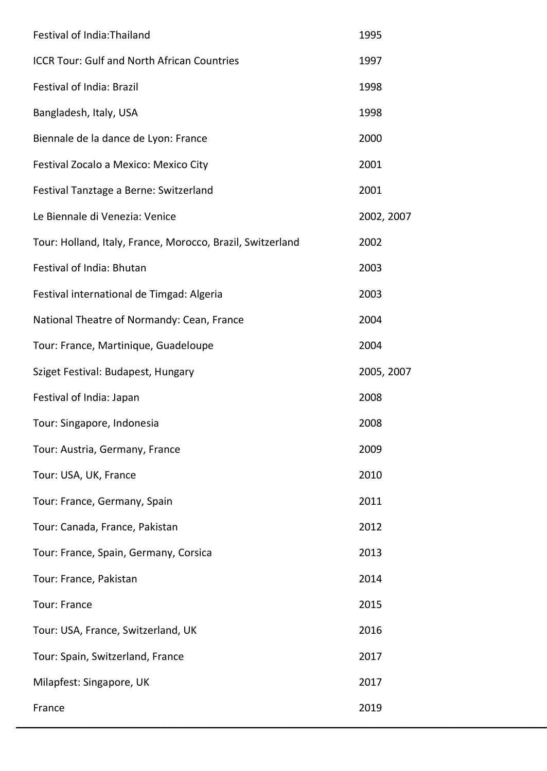| | |
|---|---|
| Festival of India:Thailand | 1995 |
| ICCR Tour: Gulf and North African Countries | 1997 |
| Festival of India: Brazil | 1998 |
| Bangladesh, Italy, USA | 1998 |
| Biennale de la dance de Lyon: France | 2000 |
| Festival Zocalo a Mexico: Mexico City | 2001 |
| Festival Tanztage a Berne: Switzerland | 2001 |
| Le Biennale di Venezia: Venice | 2002, 2007 |
| Tour: Holland, Italy, France, Morocco, Brazil, Switzerland | 2002 |
| Festival of India: Bhutan | 2003 |
| Festival international de Timgad: Algeria | 2003 |
| National Theatre of Normandy: Cean, France | 2004 |
| Tour: France, Martinique, Guadeloupe | 2004 |
| Sziget Festival: Budapest, Hungary | 2005, 2007 |
| Festival of India: Japan | 2008 |
| Tour: Singapore, Indonesia | 2008 |
| Tour: Austria, Germany, France | 2009 |
| Tour: USA, UK, France | 2010 |
| Tour: France, Germany, Spain | 2011 |
| Tour: Canada, France, Pakistan | 2012 |
| Tour: France, Spain, Germany, Corsica | 2013 |
| Tour: France, Pakistan | 2014 |
| Tour: France | 2015 |
| Tour: USA, France, Switzerland, UK | 2016 |
| Tour: Spain, Switzerland, France | 2017 |
| Milapfest: Singapore, UK | 2017 |
| France | 2019 |